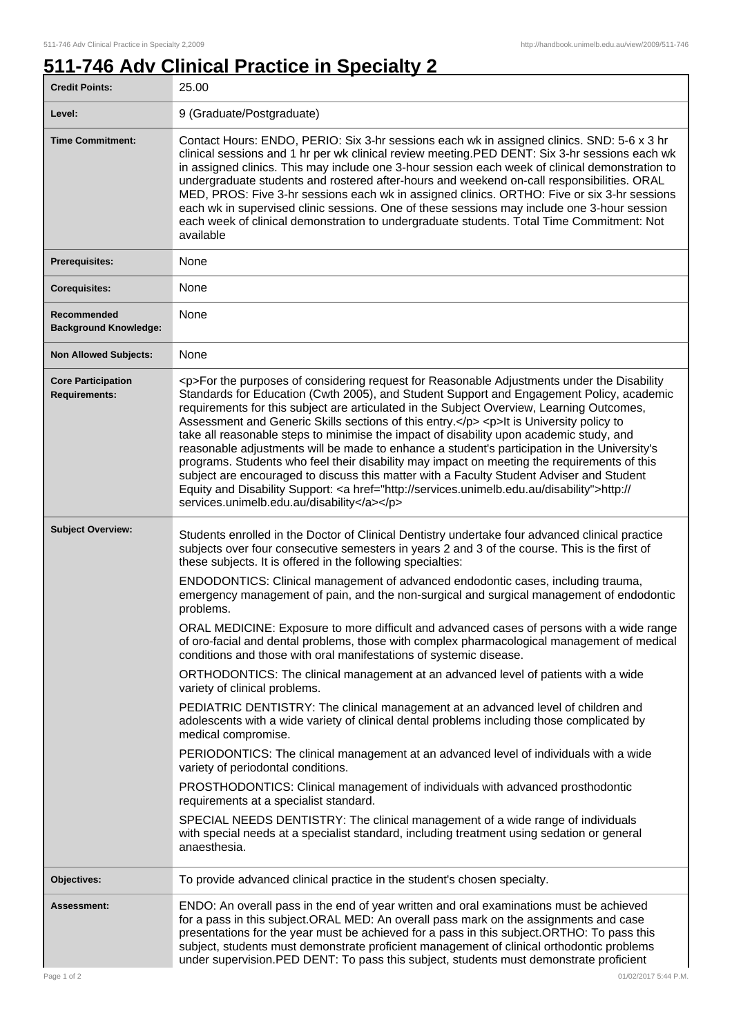# 511-746 Adv Clinical Practice in Specialty 2

| | |
|---|---|
| **Credit Points:** | 25.00 |
| **Level:** | 9 (Graduate/Postgraduate) |
| **Time Commitment:** | Contact Hours: ENDO, PERIO: Six 3-hr sessions each wk in assigned clinics. SND: 5-6 x 3 hr clinical sessions and 1 hr per wk clinical review meeting.PED DENT: Six 3-hr sessions each wk in assigned clinics. This may include one 3-hour session each week of clinical demonstration to undergraduate students and rostered after-hours and weekend on-call responsibilities. ORAL MED, PROS: Five 3-hr sessions each wk in assigned clinics. ORTHO: Five or six 3-hr sessions each wk in supervised clinic sessions. One of these sessions may include one 3-hour session each week of clinical demonstration to undergraduate students. Total Time Commitment: Not available |
| **Prerequisites:** | None |
| **Corequisites:** | None |
| **Recommended Background Knowledge:** | None |
| **Non Allowed Subjects:** | None |
| **Core Participation Requirements:** | <p>For the purposes of considering request for Reasonable Adjustments under the Disability Standards for Education (Cwth 2005), and Student Support and Engagement Policy, academic requirements for this subject are articulated in the Subject Overview, Learning Outcomes, Assessment and Generic Skills sections of this entry.</p> <p>It is University policy to take all reasonable steps to minimise the impact of disability upon academic study, and reasonable adjustments will be made to enhance a student's participation in the University's programs. Students who feel their disability may impact on meeting the requirements of this subject are encouraged to discuss this matter with a Faculty Student Adviser and Student Equity and Disability Support: <a href="http://services.unimelb.edu.au/disability">http://services.unimelb.edu.au/disability</a></p> |
| **Subject Overview:** | Students enrolled in the Doctor of Clinical Dentistry undertake four advanced clinical practice subjects over four consecutive semesters in years 2 and 3 of the course. This is the first of these subjects. It is offered in the following specialties:<br><br>ENDODONTICS: Clinical management of advanced endodontic cases, including trauma, emergency management of pain, and the non-surgical and surgical management of endodontic problems.<br><br>ORAL MEDICINE: Exposure to more difficult and advanced cases of persons with a wide range of oro-facial and dental problems, those with complex pharmacological management of medical conditions and those with oral manifestations of systemic disease.<br><br>ORTHODONTICS: The clinical management at an advanced level of patients with a wide variety of clinical problems.<br><br>PEDIATRIC DENTISTRY: The clinical management at an advanced level of children and adolescents with a wide variety of clinical dental problems including those complicated by medical compromise.<br><br>PERIODONTICS: The clinical management at an advanced level of individuals with a wide variety of periodontal conditions.<br><br>PROSTHODONTICS: Clinical management of individuals with advanced prosthodontic requirements at a specialist standard.<br><br>SPECIAL NEEDS DENTISTRY: The clinical management of a wide range of individuals with special needs at a specialist standard, including treatment using sedation or general anaesthesia. |
| **Objectives:** | To provide advanced clinical practice in the student's chosen specialty. |
| **Assessment:** | ENDO: An overall pass in the end of year written and oral examinations must be achieved for a pass in this subject.ORAL MED: An overall pass mark on the assignments and case presentations for the year must be achieved for a pass in this subject.ORTHO: To pass this subject, students must demonstrate proficient management of clinical orthodontic problems under supervision.PED DENT: To pass this subject, students must demonstrate proficient |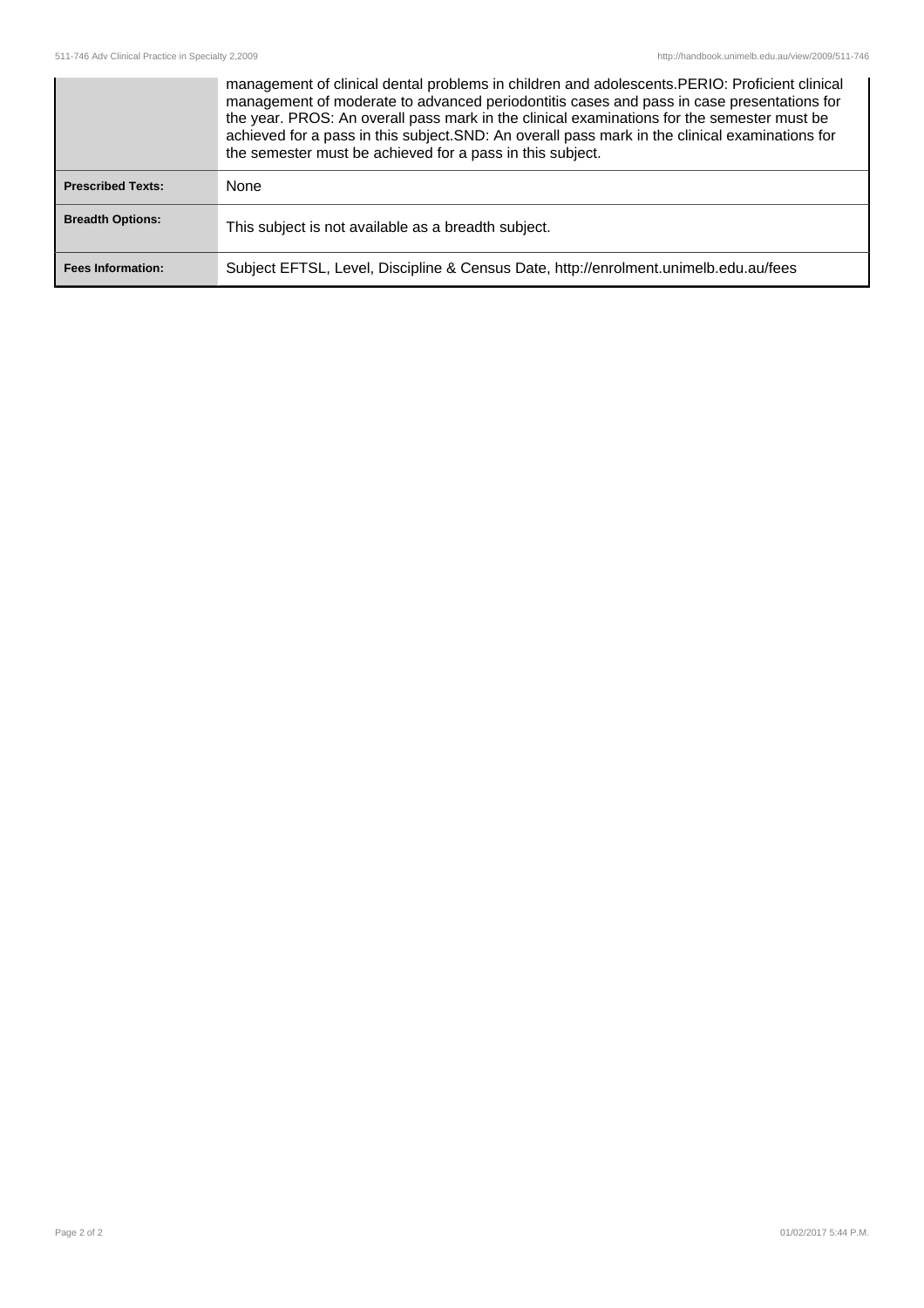| | |
|---|---|
| | management of clinical dental problems in children and adolescents.PERIO: Proficient clinical management of moderate to advanced periodontitis cases and pass in case presentations for the year. PROS: An overall pass mark in the clinical examinations for the semester must be achieved for a pass in this subject.SND: An overall pass mark in the clinical examinations for the semester must be achieved for a pass in this subject. |
| **Prescribed Texts:** | None |
| **Breadth Options:** | This subject is not available as a breadth subject. |
| **Fees Information:** | Subject EFTSL, Level, Discipline & Census Date, http://enrolment.unimelb.edu.au/fees |